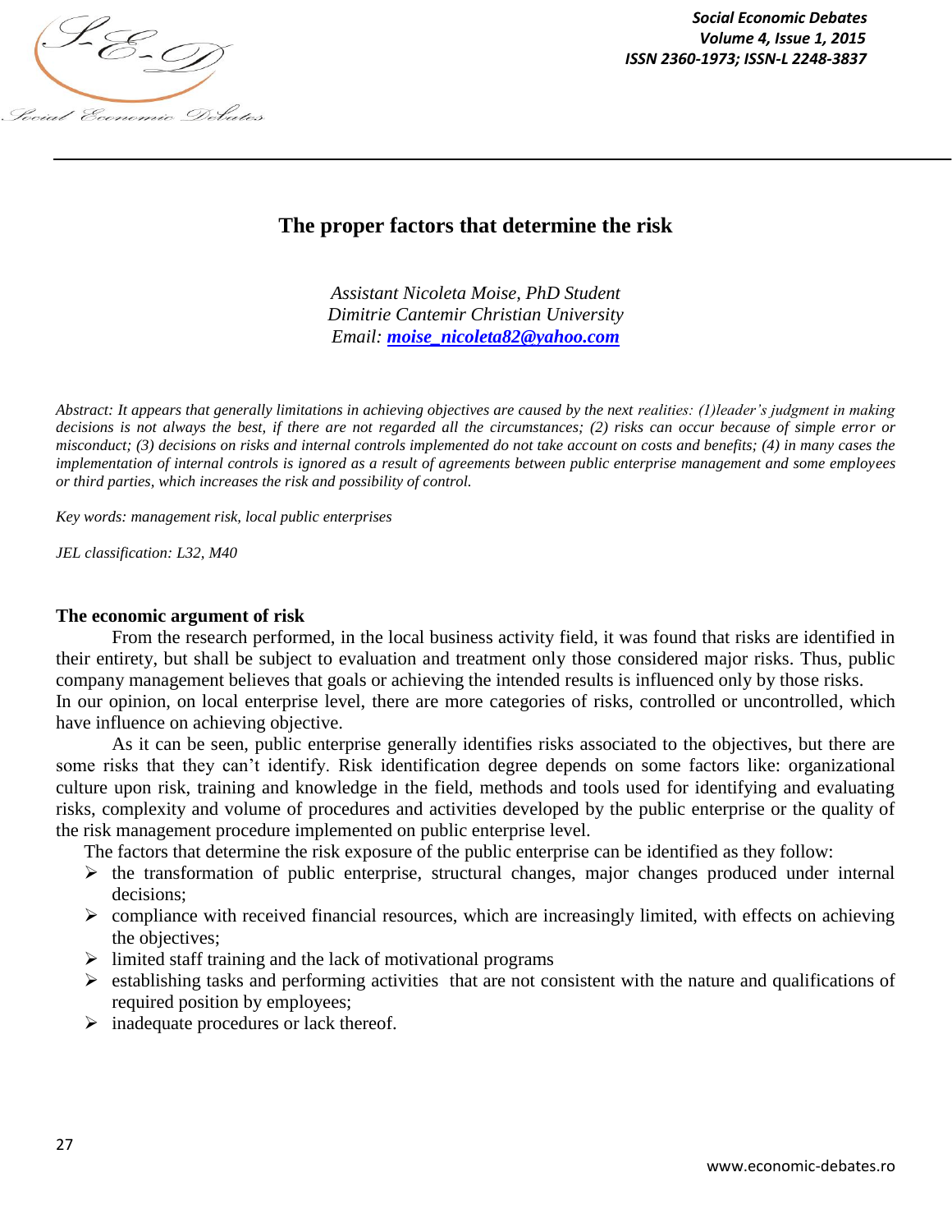# The proper factors that determine the risk

*Assistant Nicoleta Moise, PhD Student*
*Dimitrie Cantemir Christian University*
*Email: moise_nicoleta82@yahoo.com*

*Abstract: It appears that generally limitations in achieving objectives are caused by the next realities: (1)leader's judgment in making decisions is not always the best, if there are not regarded all the circumstances; (2) risks can occur because of simple error or misconduct; (3) decisions on risks and internal controls implemented do not take account on costs and benefits; (4) in many cases the implementation of internal controls is ignored as a result of agreements between public enterprise management and some employees or third parties, which increases the risk and possibility of control.*

*Key words: management risk, local public enterprises*

*JEL classification: L32, M40*

## The economic argument of risk

From the research performed, in the local business activity field, it was found that risks are identified in their entirety, but shall be subject to evaluation and treatment only those considered major risks. Thus, public company management believes that goals or achieving the intended results is influenced only by those risks.
In our opinion, on local enterprise level, there are more categories of risks, controlled or uncontrolled, which have influence on achieving objective.

As it can be seen, public enterprise generally identifies risks associated to the objectives, but there are some risks that they can't identify. Risk identification degree depends on some factors like: organizational culture upon risk, training and knowledge in the field, methods and tools used for identifying and evaluating risks, complexity and volume of procedures and activities developed by the public enterprise or the quality of the risk management procedure implemented on public enterprise level.

The factors that determine the risk exposure of the public enterprise can be identified as they follow:

- the transformation of public enterprise, structural changes, major changes produced under internal decisions;
- compliance with received financial resources, which are increasingly limited, with effects on achieving the objectives;
- limited staff training and the lack of motivational programs
- establishing tasks and performing activities that are not consistent with the nature and qualifications of required position by employees;
- inadequate procedures or lack thereof.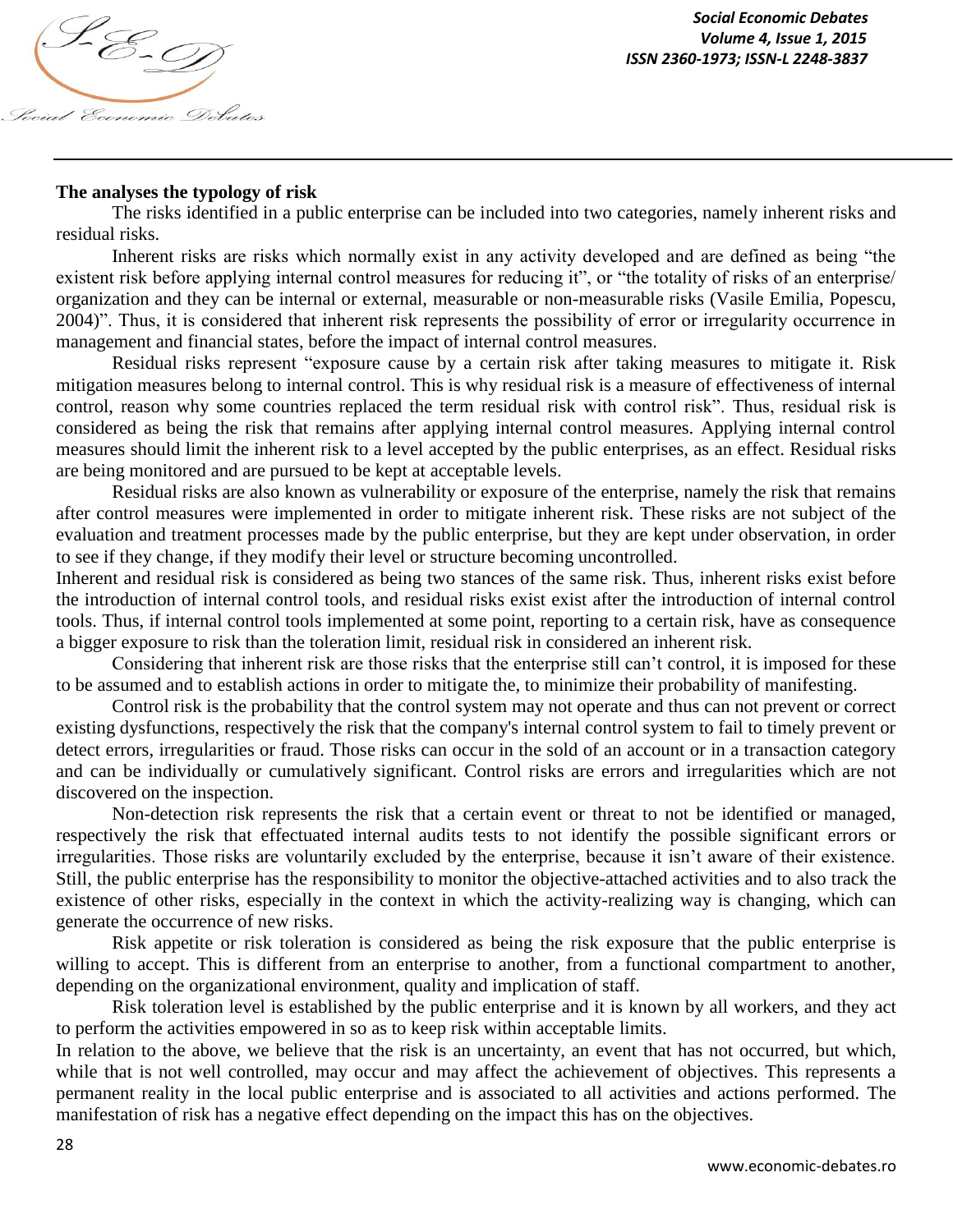**The analyses the typology of risk**

The risks identified in a public enterprise can be included into two categories, namely inherent risks and residual risks.

Inherent risks are risks which normally exist in any activity developed and are defined as being "the existent risk before applying internal control measures for reducing it", or "the totality of risks of an enterprise/ organization and they can be internal or external, measurable or non-measurable risks (Vasile Emilia, Popescu, 2004)". Thus, it is considered that inherent risk represents the possibility of error or irregularity occurrence in management and financial states, before the impact of internal control measures.

Residual risks represent "exposure cause by a certain risk after taking measures to mitigate it. Risk mitigation measures belong to internal control. This is why residual risk is a measure of effectiveness of internal control, reason why some countries replaced the term residual risk with control risk". Thus, residual risk is considered as being the risk that remains after applying internal control measures. Applying internal control measures should limit the inherent risk to a level accepted by the public enterprises, as an effect. Residual risks are being monitored and are pursued to be kept at acceptable levels.

Residual risks are also known as vulnerability or exposure of the enterprise, namely the risk that remains after control measures were implemented in order to mitigate inherent risk. These risks are not subject of the evaluation and treatment processes made by the public enterprise, but they are kept under observation, in order to see if they change, if they modify their level or structure becoming uncontrolled.

Inherent and residual risk is considered as being two stances of the same risk. Thus, inherent risks exist before the introduction of internal control tools, and residual risks exist exist after the introduction of internal control tools. Thus, if internal control tools implemented at some point, reporting to a certain risk, have as consequence a bigger exposure to risk than the toleration limit, residual risk in considered an inherent risk.

Considering that inherent risk are those risks that the enterprise still can't control, it is imposed for these to be assumed and to establish actions in order to mitigate the, to minimize their probability of manifesting.

Control risk is the probability that the control system may not operate and thus can not prevent or correct existing dysfunctions, respectively the risk that the company's internal control system to fail to timely prevent or detect errors, irregularities or fraud. Those risks can occur in the sold of an account or in a transaction category and can be individually or cumulatively significant. Control risks are errors and irregularities which are not discovered on the inspection.

Non-detection risk represents the risk that a certain event or threat to not be identified or managed, respectively the risk that effectuated internal audits tests to not identify the possible significant errors or irregularities. Those risks are voluntarily excluded by the enterprise, because it isn't aware of their existence. Still, the public enterprise has the responsibility to monitor the objective-attached activities and to also track the existence of other risks, especially in the context in which the activity-realizing way is changing, which can generate the occurrence of new risks.

Risk appetite or risk toleration is considered as being the risk exposure that the public enterprise is willing to accept. This is different from an enterprise to another, from a functional compartment to another, depending on the organizational environment, quality and implication of staff.

Risk toleration level is established by the public enterprise and it is known by all workers, and they act to perform the activities empowered in so as to keep risk within acceptable limits.

In relation to the above, we believe that the risk is an uncertainty, an event that has not occurred, but which, while that is not well controlled, may occur and may affect the achievement of objectives. This represents a permanent reality in the local public enterprise and is associated to all activities and actions performed. The manifestation of risk has a negative effect depending on the impact this has on the objectives.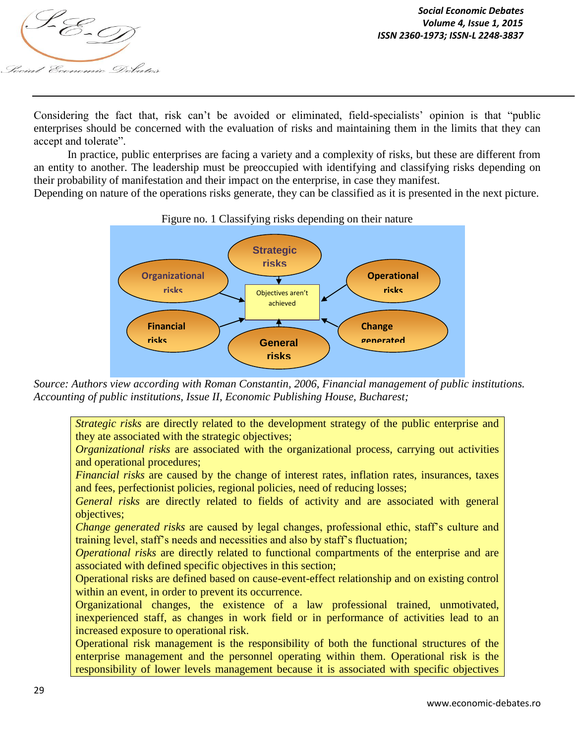Considering the fact that, risk can't be avoided or eliminated, field-specialists' opinion is that "public enterprises should be concerned with the evaluation of risks and maintaining them in the limits that they can accept and tolerate".

In practice, public enterprises are facing a variety and a complexity of risks, but these are different from an entity to another. The leadership must be preoccupied with identifying and classifying risks depending on their probability of manifestation and their impact on the enterprise, in case they manifest.

Depending on nature of the operations risks generate, they can be classified as it is presented in the next picture.

Figure no. 1 Classifying risks depending on their nature

Strategic risks

Organizational risks

Operational risks

Objectives aren't achieved

Financial risks

General risks

Change generated

*Source: Authors view according with Roman Constantin, 2006, Financial management of public institutions. Accounting of public institutions, Issue II, Economic Publishing House, Bucharest;*

*Strategic risks* are directly related to the development strategy of the public enterprise and they ate associated with the strategic objectives;

*Organizational risks* are associated with the organizational process, carrying out activities and operational procedures;

*Financial risks* are caused by the change of interest rates, inflation rates, insurances, taxes and fees, perfectionist policies, regional policies, need of reducing losses;

*General risks* are directly related to fields of activity and are associated with general objectives;

*Change generated risks* are caused by legal changes, professional ethic, staff's culture and training level, staff's needs and necessities and also by staff's fluctuation;

*Operational risks* are directly related to functional compartments of the enterprise and are associated with defined specific objectives in this section;

Operational risks are defined based on cause-event-effect relationship and on existing control within an event, in order to prevent its occurrence.

Organizational changes, the existence of a law professional trained, unmotivated, inexperienced staff, as changes in work field or in performance of activities lead to an increased exposure to operational risk.

Operational risk management is the responsibility of both the functional structures of the enterprise management and the personnel operating within them. Operational risk is the responsibility of lower levels management because it is associated with specific objectives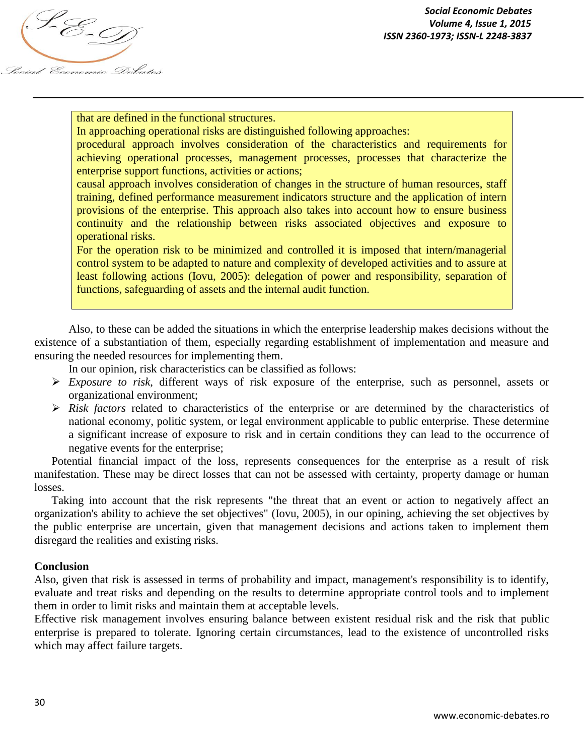that are defined in the functional structures.

In approaching operational risks are distinguished following approaches:

procedural approach involves consideration of the characteristics and requirements for achieving operational processes, management processes, processes that characterize the enterprise support functions, activities or actions;

causal approach involves consideration of changes in the structure of human resources, staff training, defined performance measurement indicators structure and the application of intern provisions of the enterprise. This approach also takes into account how to ensure business continuity and the relationship between risks associated objectives and exposure to operational risks.

For the operation risk to be minimized and controlled it is imposed that intern/managerial control system to be adapted to nature and complexity of developed activities and to assure at least following actions (Iovu, 2005): delegation of power and responsibility, separation of functions, safeguarding of assets and the internal audit function.

Also, to these can be added the situations in which the enterprise leadership makes decisions without the existence of a substantiation of them, especially regarding establishment of implementation and measure and ensuring the needed resources for implementing them.

In our opinion, risk characteristics can be classified as follows:

- *Exposure to risk*, different ways of risk exposure of the enterprise, such as personnel, assets or organizational environment;
- *Risk factors* related to characteristics of the enterprise or are determined by the characteristics of national economy, politic system, or legal environment applicable to public enterprise. These determine a significant increase of exposure to risk and in certain conditions they can lead to the occurrence of negative events for the enterprise;

Potential financial impact of the loss, represents consequences for the enterprise as a result of risk manifestation. These may be direct losses that can not be assessed with certainty, property damage or human losses.

Taking into account that the risk represents "the threat that an event or action to negatively affect an organization's ability to achieve the set objectives" (Iovu, 2005), in our opining, achieving the set objectives by the public enterprise are uncertain, given that management decisions and actions taken to implement them disregard the realities and existing risks.

**Conclusion**

Also, given that risk is assessed in terms of probability and impact, management's responsibility is to identify, evaluate and treat risks and depending on the results to determine appropriate control tools and to implement them in order to limit risks and maintain them at acceptable levels.

Effective risk management involves ensuring balance between existent residual risk and the risk that public enterprise is prepared to tolerate. Ignoring certain circumstances, lead to the existence of uncontrolled risks which may affect failure targets.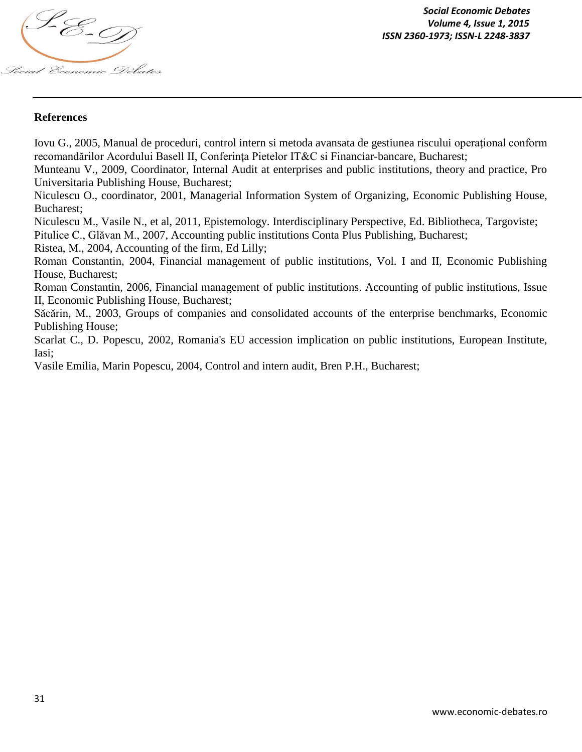## References

Iovu G., 2005, Manual de proceduri, control intern si metoda avansata de gestiunea riscului operaţional conform recomandărilor Acordului Basell II, Conferinţa Pietelor IT&C si Financiar-bancare, Bucharest;

Munteanu V., 2009, Coordinator, Internal Audit at enterprises and public institutions, theory and practice, Pro Universitaria Publishing House, Bucharest;

Niculescu O., coordinator, 2001, Managerial Information System of Organizing, Economic Publishing House, Bucharest;

Niculescu M., Vasile N., et al, 2011, Epistemology. Interdisciplinary Perspective, Ed. Bibliotheca, Targoviste;

Pitulice C., Glăvan M., 2007, Accounting public institutions Conta Plus Publishing, Bucharest;

Ristea, M., 2004, Accounting of the firm, Ed Lilly;

Roman Constantin, 2004, Financial management of public institutions, Vol. I and II, Economic Publishing House, Bucharest;

Roman Constantin, 2006, Financial management of public institutions. Accounting of public institutions, Issue II, Economic Publishing House, Bucharest;

Săcărin, M., 2003, Groups of companies and consolidated accounts of the enterprise benchmarks, Economic Publishing House;

Scarlat C., D. Popescu, 2002, Romania's EU accession implication on public institutions, European Institute, Iasi;

Vasile Emilia, Marin Popescu, 2004, Control and intern audit, Bren P.H., Bucharest;